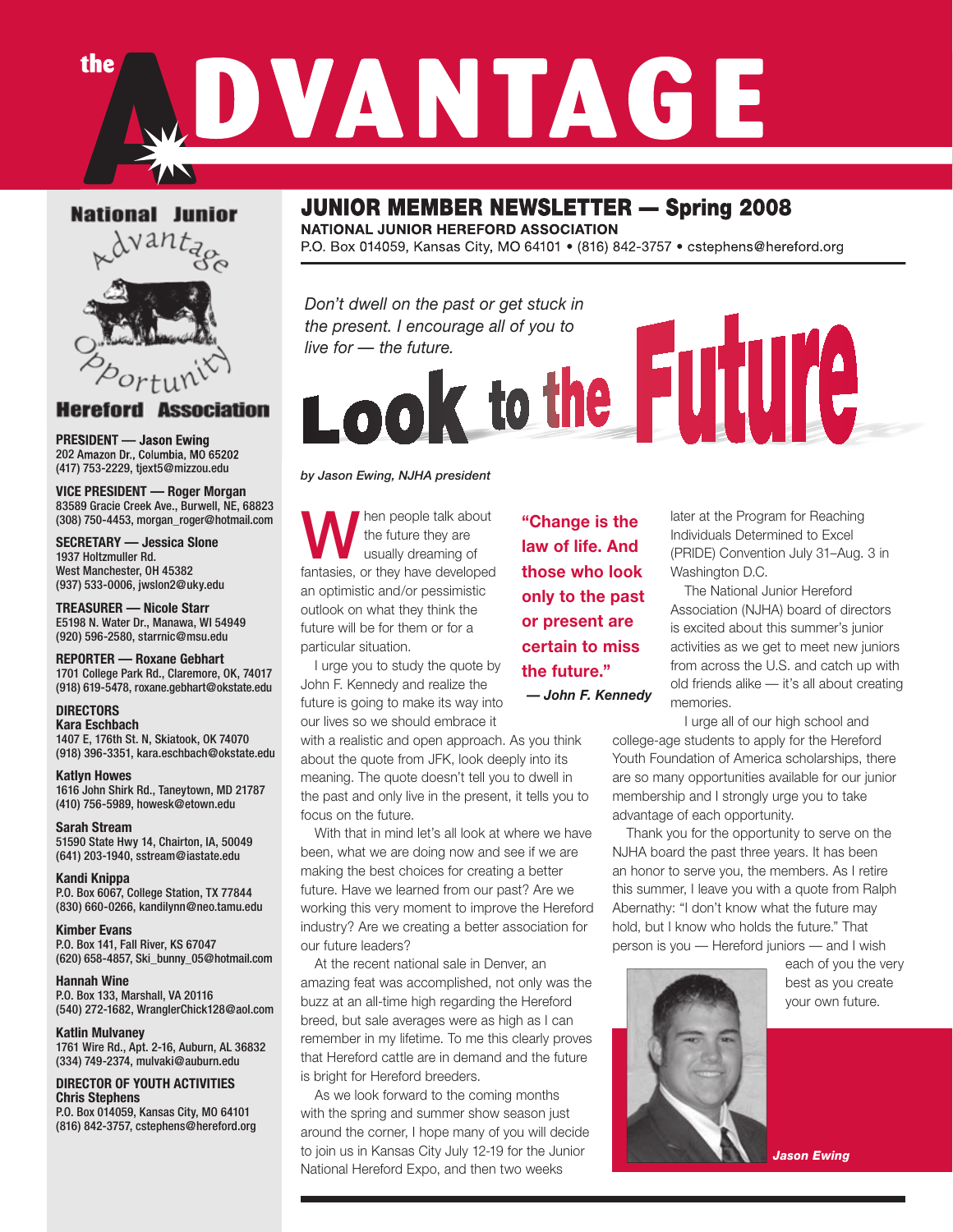# the ADVANTAGE

## JUNIOR MEMBER NEWSLETTER — Spring 2008

**NATIONAL JUNIOR HEREFORD ASSOCIATION**

P.O. Box 014059, Kansas City, MO 64101 • (816) 842-3757 • cstephens@hereford.org

**National Junior Advantage Opportunity Hereford Association**

**PRESIDENT — Jason Ewing**
202 Amazon Dr., Columbia, MO 65202
(417) 753-2229, tjext5@mizzou.edu

**VICE PRESIDENT — Roger Morgan**
83589 Gracie Creek Ave., Burwell, NE, 68823
(308) 750-4453, morgan_roger@hotmail.com

**SECRETARY — Jessica Slone**
1937 Holtzmuller Rd.
West Manchester, OH 45382
(937) 533-0006, jwslon2@uky.edu

**TREASURER — Nicole Starr**
E5198 N. Water Dr., Manawa, WI 54949
(920) 596-2580, starrnic@msu.edu

**REPORTER — Roxane Gebhart**
1701 College Park Rd., Claremore, OK, 74017
(918) 619-5478, roxane.gebhart@okstate.edu

**DIRECTORS**

**Kara Eschbach**
1407 E, 176th St. N, Skiatook, OK 74070
(918) 396-3351, kara.eschbach@okstate.edu

**Katlyn Howes**
1616 John Shirk Rd., Taneytown, MD 21787
(410) 756-5989, howesk@etown.edu

**Sarah Stream**
51590 State Hwy 14, Chairton, IA, 50049
(641) 203-1940, sstream@iastate.edu

**Kandi Knippa**
P.O. Box 6067, College Station, TX 77844
(830) 660-0266, kandilynn@neo.tamu.edu

**Kimber Evans**
P.O. Box 141, Fall River, KS 67047
(620) 658-4857, Ski_bunny_05@hotmail.com

**Hannah Wine**
P.O. Box 133, Marshall, VA 20116
(540) 272-1682, WranglerChick128@aol.com

**Katlin Mulvaney**
1761 Wire Rd., Apt. 2-16, Auburn, AL 36832
(334) 749-2374, mulvaki@auburn.edu

**DIRECTOR OF YOUTH ACTIVITIES**
**Chris Stephens**
P.O. Box 014059, Kansas City, MO 64101
(816) 842-3757, cstephens@hereford.org

*Don't dwell on the past or get stuck in the present. I encourage all of you to live for — the future.*

# Look to the Future

***by Jason Ewing, NJHA president***

When people talk about the future they are usually dreaming of fantasies, or they have developed an optimistic and/or pessimistic outlook on what they think the future will be for them or for a particular situation.

I urge you to study the quote by John F. Kennedy and realize the future is going to make its way into our lives so we should embrace it with a realistic and open approach. As you think about the quote from JFK, look deeply into its meaning. The quote doesn't tell you to dwell in the past and only live in the present, it tells you to focus on the future.

**"Change is the law of life. And those who look only to the past or present are certain to miss the future."**
***— John F. Kennedy***

With that in mind let's all look at where we have been, what we are doing now and see if we are making the best choices for creating a better future. Have we learned from our past? Are we working this very moment to improve the Hereford industry? Are we creating a better association for our future leaders?

At the recent national sale in Denver, an amazing feat was accomplished, not only was the buzz at an all-time high regarding the Hereford breed, but sale averages were as high as I can remember in my lifetime. To me this clearly proves that Hereford cattle are in demand and the future is bright for Hereford breeders.

As we look forward to the coming months with the spring and summer show season just around the corner, I hope many of you will decide to join us in Kansas City July 12-19 for the Junior National Hereford Expo, and then two weeks later at the Program for Reaching Individuals Determined to Excel (PRIDE) Convention July 31–Aug. 3 in Washington D.C.

The National Junior Hereford Association (NJHA) board of directors is excited about this summer's junior activities as we get to meet new juniors from across the U.S. and catch up with old friends alike — it's all about creating memories.

I urge all of our high school and college-age students to apply for the Hereford Youth Foundation of America scholarships, there are so many opportunities available for our junior membership and I strongly urge you to take advantage of each opportunity.

Thank you for the opportunity to serve on the NJHA board the past three years. It has been an honor to serve you, the members. As I retire this summer, I leave you with a quote from Ralph Abernathy: "I don't know what the future may hold, but I know who holds the future." That person is you — Hereford juniors — and I wish each of you the very best as you create your own future.

***Jason Ewing***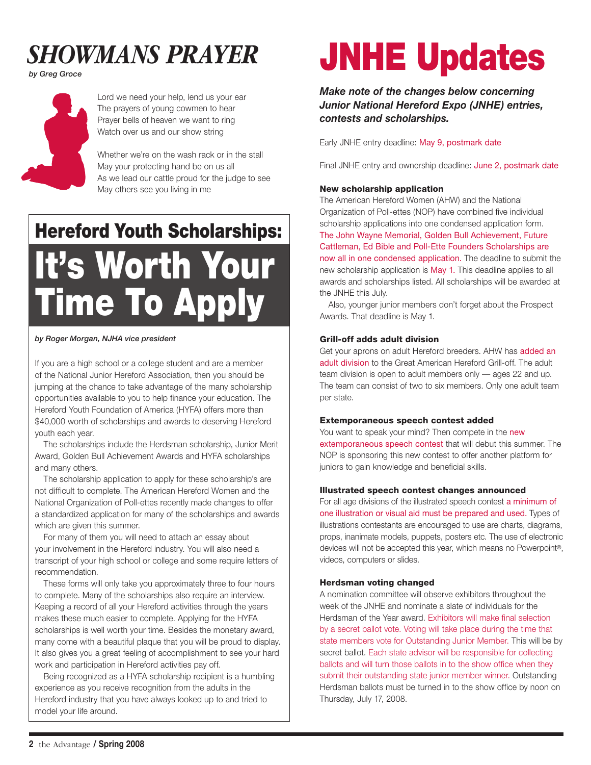# *SHOWMANS PRAYER*

***by Greg Groce***

Lord we need your help, lend us your ear
The prayers of young cowmen to hear
Prayer bells of heaven we want to ring
Watch over us and our show string

Whether we're on the wash rack or in the stall
May your protecting hand be on us all
As we lead our cattle proud for the judge to see
May others see you living in me

## Hereford Youth Scholarships: It's Worth Your Time To Apply

***by Roger Morgan, NJHA vice president***

If you are a high school or a college student and are a member of the National Junior Hereford Association, then you should be jumping at the chance to take advantage of the many scholarship opportunities available to you to help finance your education. The Hereford Youth Foundation of America (HYFA) offers more than $40,000 worth of scholarships and awards to deserving Hereford youth each year.

The scholarships include the Herdsman scholarship, Junior Merit Award, Golden Bull Achievement Awards and HYFA scholarships and many others.

The scholarship application to apply for these scholarship's are not difficult to complete. The American Hereford Women and the National Organization of Poll-ettes recently made changes to offer a standardized application for many of the scholarships and awards which are given this summer.

For many of them you will need to attach an essay about your involvement in the Hereford industry. You will also need a transcript of your high school or college and some require letters of recommendation.

These forms will only take you approximately three to four hours to complete. Many of the scholarships also require an interview. Keeping a record of all your Hereford activities through the years makes these much easier to complete. Applying for the HYFA scholarships is well worth your time. Besides the monetary award, many come with a beautiful plaque that you will be proud to display. It also gives you a great feeling of accomplishment to see your hard work and participation in Hereford activities pay off.

Being recognized as a HYFA scholarship recipient is a humbling experience as you receive recognition from the adults in the Hereford industry that you have always looked up to and tried to model your life around.

# JNHE Updates

***Make note of the changes below concerning Junior National Hereford Expo (JNHE) entries, contests and scholarships.***

Early JNHE entry deadline: May 9, postmark date

Final JNHE entry and ownership deadline: June 2, postmark date

### New scholarship application

The American Hereford Women (AHW) and the National Organization of Poll-ettes (NOP) have combined five individual scholarship applications into one condensed application form. The John Wayne Memorial, Golden Bull Achievement, Future Cattleman, Ed Bible and Poll-Ette Founders Scholarships are now all in one condensed application. The deadline to submit the new scholarship application is May 1. This deadline applies to all awards and scholarships listed. All scholarships will be awarded at the JNHE this July.

Also, younger junior members don't forget about the Prospect Awards. That deadline is May 1.

### Grill-off adds adult division

Get your aprons on adult Hereford breeders. AHW has added an adult division to the Great American Hereford Grill-off. The adult team division is open to adult members only — ages 22 and up. The team can consist of two to six members. Only one adult team per state.

### Extemporaneous speech contest added

You want to speak your mind? Then compete in the new extemporaneous speech contest that will debut this summer. The NOP is sponsoring this new contest to offer another platform for juniors to gain knowledge and beneficial skills.

### Illustrated speech contest changes announced

For all age divisions of the illustrated speech contest a minimum of one illustration or visual aid must be prepared and used. Types of illustrations contestants are encouraged to use are charts, diagrams, props, inanimate models, puppets, posters etc. The use of electronic devices will not be accepted this year, which means no Powerpoint®, videos, computers or slides.

### Herdsman voting changed

A nomination committee will observe exhibitors throughout the week of the JNHE and nominate a slate of individuals for the Herdsman of the Year award. Exhibitors will make final selection by a secret ballot vote. Voting will take place during the time that state members vote for Outstanding Junior Member. This will be by secret ballot. Each state advisor will be responsible for collecting ballots and will turn those ballots in to the show office when they submit their outstanding state junior member winner. Outstanding Herdsman ballots must be turned in to the show office by noon on Thursday, July 17, 2008.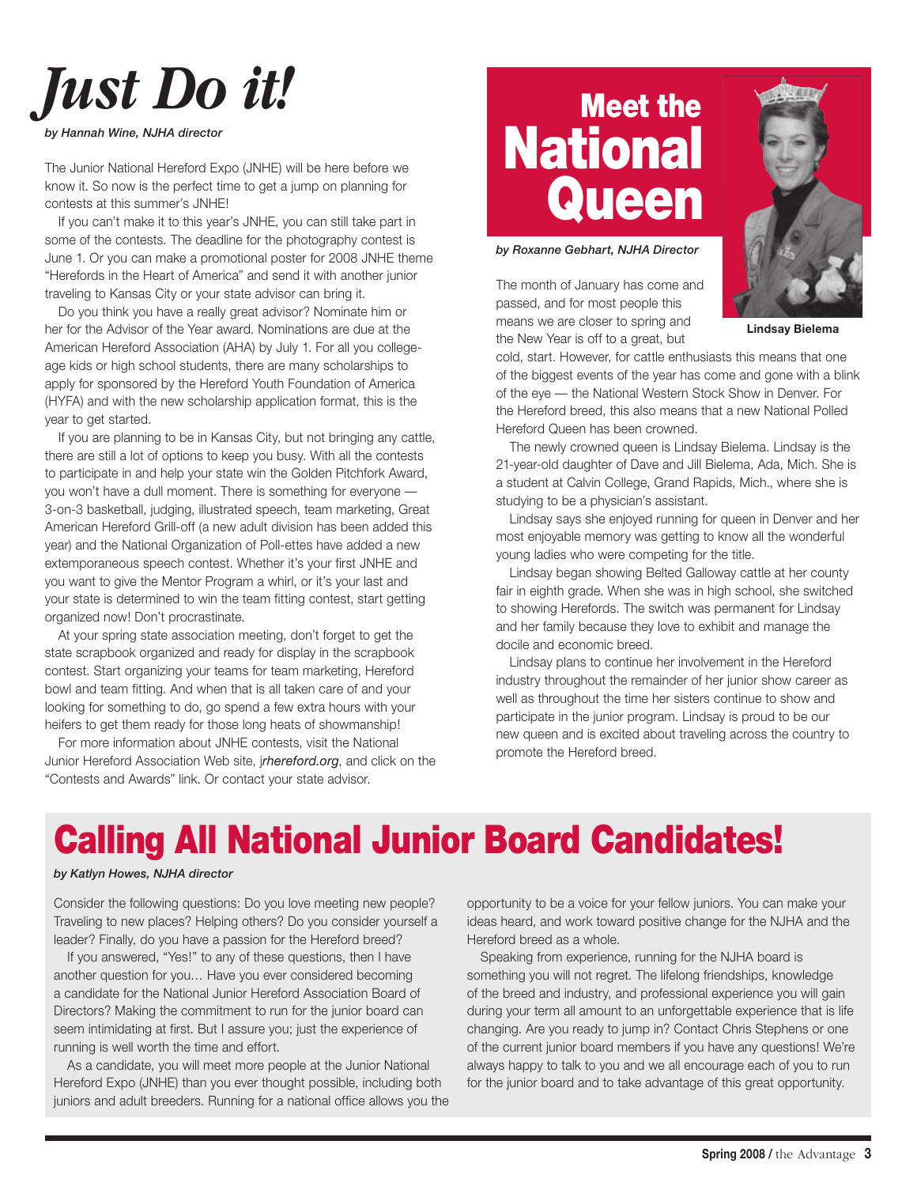# *Just Do it!*

*by Hannah Wine, NJHA director*

The Junior National Hereford Expo (JNHE) will be here before we know it. So now is the perfect time to get a jump on planning for contests at this summer's JNHE!

If you can't make it to this year's JNHE, you can still take part in some of the contests. The deadline for the photography contest is June 1. Or you can make a promotional poster for 2008 JNHE theme "Herefords in the Heart of America" and send it with another junior traveling to Kansas City or your state advisor can bring it.

Do you think you have a really great advisor? Nominate him or her for the Advisor of the Year award. Nominations are due at the American Hereford Association (AHA) by July 1. For all you college-age kids or high school students, there are many scholarships to apply for sponsored by the Hereford Youth Foundation of America (HYFA) and with the new scholarship application format, this is the year to get started.

If you are planning to be in Kansas City, but not bringing any cattle, there are still a lot of options to keep you busy. With all the contests to participate in and help your state win the Golden Pitchfork Award, you won't have a dull moment. There is something for everyone — 3-on-3 basketball, judging, illustrated speech, team marketing, Great American Hereford Grill-off (a new adult division has been added this year) and the National Organization of Poll-ettes have added a new extemporaneous speech contest. Whether it's your first JNHE and you want to give the Mentor Program a whirl, or it's your last and your state is determined to win the team fitting contest, start getting organized now! Don't procrastinate.

At your spring state association meeting, don't forget to get the state scrapbook organized and ready for display in the scrapbook contest. Start organizing your teams for team marketing, Hereford bowl and team fitting. And when that is all taken care of and your looking for something to do, go spend a few extra hours with your heifers to get them ready for those long heats of showmanship!

For more information about JNHE contests, visit the National Junior Hereford Association Web site, *jrhereford.org*, and click on the "Contests and Awards" link. Or contact your state advisor.

# Meet the National Queen

*by Roxanne Gebhart, NJHA Director*

**Lindsay Bielema**

The month of January has come and passed, and for most people this means we are closer to spring and the New Year is off to a great, but cold, start. However, for cattle enthusiasts this means that one of the biggest events of the year has come and gone with a blink of the eye — the National Western Stock Show in Denver. For the Hereford breed, this also means that a new National Polled Hereford Queen has been crowned.

The newly crowned queen is Lindsay Bielema. Lindsay is the 21-year-old daughter of Dave and Jill Bielema, Ada, Mich. She is a student at Calvin College, Grand Rapids, Mich., where she is studying to be a physician's assistant.

Lindsay says she enjoyed running for queen in Denver and her most enjoyable memory was getting to know all the wonderful young ladies who were competing for the title.

Lindsay began showing Belted Galloway cattle at her county fair in eighth grade. When she was in high school, she switched to showing Herefords. The switch was permanent for Lindsay and her family because they love to exhibit and manage the docile and economic breed.

Lindsay plans to continue her involvement in the Hereford industry throughout the remainder of her junior show career as well as throughout the time her sisters continue to show and participate in the junior program. Lindsay is proud to be our new queen and is excited about traveling across the country to promote the Hereford breed.

# Calling All National Junior Board Candidates!

*by Katlyn Howes, NJHA director*

Consider the following questions: Do you love meeting new people? Traveling to new places? Helping others? Do you consider yourself a leader? Finally, do you have a passion for the Hereford breed?

If you answered, "Yes!" to any of these questions, then I have another question for you… Have you ever considered becoming a candidate for the National Junior Hereford Association Board of Directors? Making the commitment to run for the junior board can seem intimidating at first. But I assure you; just the experience of running is well worth the time and effort.

As a candidate, you will meet more people at the Junior National Hereford Expo (JNHE) than you ever thought possible, including both juniors and adult breeders. Running for a national office allows you the opportunity to be a voice for your fellow juniors. You can make your ideas heard, and work toward positive change for the NJHA and the Hereford breed as a whole.

Speaking from experience, running for the NJHA board is something you will not regret. The lifelong friendships, knowledge of the breed and industry, and professional experience you will gain during your term all amount to an unforgettable experience that is life changing. Are you ready to jump in? Contact Chris Stephens or one of the current junior board members if you have any questions! We're always happy to talk to you and we all encourage each of you to run for the junior board and to take advantage of this great opportunity.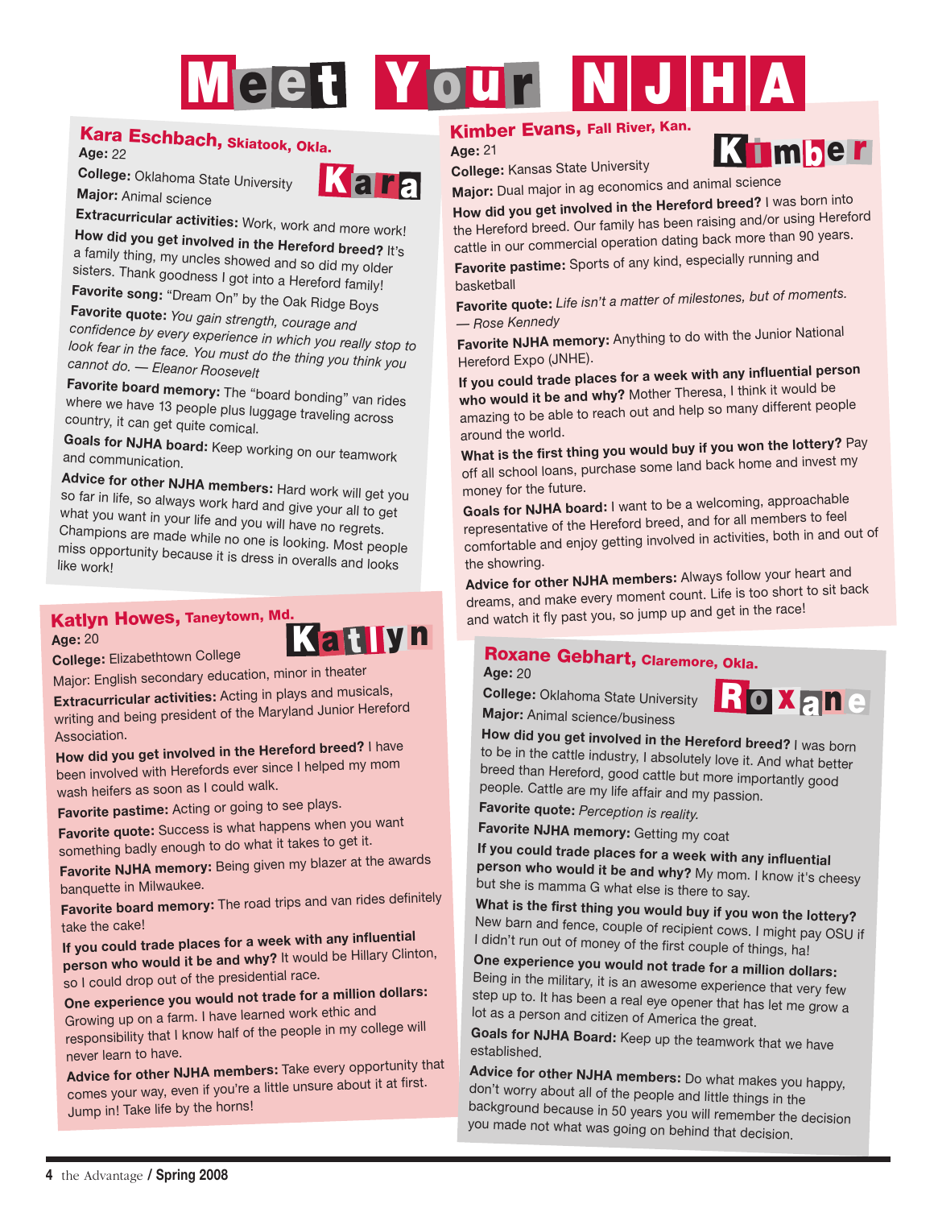# Meet Your NJHA

## Kara Eschbach, Skiatook, Okla.

Kara

**Age:** 22

**College:** Oklahoma State University

**Major:** Animal science

**Extracurricular activities:** Work, work and more work!

**How did you get involved in the Hereford breed?** It's a family thing, my uncles showed and so did my older sisters. Thank goodness I got into a Hereford family!

**Favorite song:** "Dream On" by the Oak Ridge Boys

**Favorite quote:** *You gain strength, courage and confidence by every experience in which you really stop to look fear in the face. You must do the thing you think you cannot do. — Eleanor Roosevelt*

**Favorite board memory:** The "board bonding" van rides where we have 13 people plus luggage traveling across country, it can get quite comical.

**Goals for NJHA board:** Keep working on our teamwork and communication.

**Advice for other NJHA members:** Hard work will get you so far in life, so always work hard and give your all to get what you want in your life and you will have no regrets. Champions are made while no one is looking. Most people miss opportunity because it is dress in overalls and looks like work!

## Katlyn Howes, Taneytown, Md.

Katlyn

**Age:** 20

**College:** Elizabethtown College

Major: English secondary education, minor in theater

**Extracurricular activities:** Acting in plays and musicals, writing and being president of the Maryland Junior Hereford Association.

**How did you get involved in the Hereford breed?** I have been involved with Herefords ever since I helped my mom wash heifers as soon as I could walk.

**Favorite pastime:** Acting or going to see plays.

**Favorite quote:** Success is what happens when you want something badly enough to do what it takes to get it.

**Favorite NJHA memory:** Being given my blazer at the awards banquette in Milwaukee.

**Favorite board memory:** The road trips and van rides definitely take the cake!

**If you could trade places for a week with any influential person who would it be and why?** It would be Hillary Clinton, so I could drop out of the presidential race.

**One experience you would not trade for a million dollars:** Growing up on a farm. I have learned work ethic and responsibility that I know half of the people in my college will never learn to have.

**Advice for other NJHA members:** Take every opportunity that comes your way, even if you're a little unsure about it at first. Jump in! Take life by the horns!

## Kimber Evans, Fall River, Kan.

Kimber

**Age:** 21

**College:** Kansas State University

**Major:** Dual major in ag economics and animal science

**How did you get involved in the Hereford breed?** I was born into the Hereford breed. Our family has been raising and/or using Hereford cattle in our commercial operation dating back more than 90 years.

**Favorite pastime:** Sports of any kind, especially running and basketball

**Favorite quote:** *Life isn't a matter of milestones, but of moments. — Rose Kennedy*

**Favorite NJHA memory:** Anything to do with the Junior National Hereford Expo (JNHE).

**If you could trade places for a week with any influential person who would it be and why?** Mother Theresa, I think it would be amazing to be able to reach out and help so many different people around the world.

**What is the first thing you would buy if you won the lottery?** Pay off all school loans, purchase some land back home and invest my money for the future.

**Goals for NJHA board:** I want to be a welcoming, approachable representative of the Hereford breed, and for all members to feel comfortable and enjoy getting involved in activities, both in and out of the showring.

**Advice for other NJHA members:** Always follow your heart and dreams, and make every moment count. Life is too short to sit back and watch it fly past you, so jump up and get in the race!

## Roxane Gebhart, Claremore, Okla.

Roxane

**Age:** 20

**College:** Oklahoma State University

**Major:** Animal science/business

**How did you get involved in the Hereford breed?** I was born to be in the cattle industry, I absolutely love it. And what better breed than Hereford, good cattle but more importantly good people. Cattle are my life affair and my passion.

**Favorite quote:** *Perception is reality.*

**Favorite NJHA memory:** Getting my coat

**If you could trade places for a week with any influential person who would it be and why?** My mom. I know it's cheesy but she is mamma G what else is there to say.

**What is the first thing you would buy if you won the lottery?** New barn and fence, couple of recipient cows. I might pay OSU if I didn't run out of money of the first couple of things, ha!

**One experience you would not trade for a million dollars:** Being in the military, it is an awesome experience that very few step up to. It has been a real eye opener that has let me grow a lot as a person and citizen of America the great.

**Goals for NJHA Board:** Keep up the teamwork that we have established.

**Advice for other NJHA members:** Do what makes you happy, don't worry about all of the people and little things in the background because in 50 years you will remember the decision you made not what was going on behind that decision.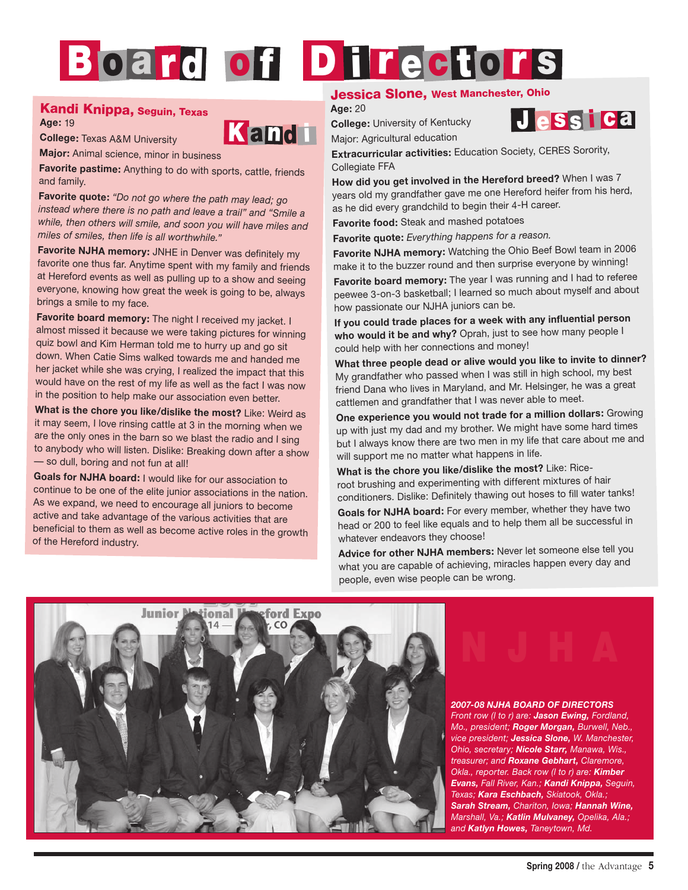# Board of Directors

## Kandi Knippa, Seguin, Texas

Kandi

**Age:** 19

**College:** Texas A&M University

**Major:** Animal science, minor in business

**Favorite pastime:** Anything to do with sports, cattle, friends and family.

**Favorite quote:** *"Do not go where the path may lead; go instead where there is no path and leave a trail" and "Smile a while, then others will smile, and soon you will have miles and miles of smiles, then life is all worthwhile."*

**Favorite NJHA memory:** JNHE in Denver was definitely my favorite one thus far. Anytime spent with my family and friends at Hereford events as well as pulling up to a show and seeing everyone, knowing how great the week is going to be, always brings a smile to my face.

**Favorite board memory:** The night I received my jacket. I almost missed it because we were taking pictures for winning quiz bowl and Kim Herman told me to hurry up and go sit down. When Catie Sims walked towards me and handed me her jacket while she was crying, I realized the impact that this would have on the rest of my life as well as the fact I was now in the position to help make our association even better.

**What is the chore you like/dislike the most?** Like: Weird as it may seem, I love rinsing cattle at 3 in the morning when we are the only ones in the barn so we blast the radio and I sing to anybody who will listen. Dislike: Breaking down after a show — so dull, boring and not fun at all!

**Goals for NJHA board:** I would like for our association to continue to be one of the elite junior associations in the nation. As we expand, we need to encourage all juniors to become active and take advantage of the various activities that are beneficial to them as well as become active roles in the growth of the Hereford industry.

## Jessica Slone, West Manchester, Ohio

Jessica

**Age:** 20

**College:** University of Kentucky

Major: Agricultural education

**Extracurricular activities:** Education Society, CERES Sorority, Collegiate FFA

**How did you get involved in the Hereford breed?** When I was 7 years old my grandfather gave me one Hereford heifer from his herd, as he did every grandchild to begin their 4-H career.

**Favorite food:** Steak and mashed potatoes

**Favorite quote:** *Everything happens for a reason.*

**Favorite NJHA memory:** Watching the Ohio Beef Bowl team in 2006 make it to the buzzer round and then surprise everyone by winning!

**Favorite board memory:** The year I was running and I had to referee peewee 3-on-3 basketball; I learned so much about myself and about how passionate our NJHA juniors can be.

**If you could trade places for a week with any influential person who would it be and why?** Oprah, just to see how many people I could help with her connections and money!

**What three people dead or alive would you like to invite to dinner?** My grandfather who passed when I was still in high school, my best friend Dana who lives in Maryland, and Mr. Helsinger, he was a great cattleman and grandfather that I was never able to meet.

**One experience you would not trade for a million dollars:** Growing up with just my dad and my brother. We might have some hard times but I always know there are two men in my life that care about me and will support me no matter what happens in life.

**What is the chore you like/dislike the most?** Like: Rice-root brushing and experimenting with different mixtures of hair conditioners. Dislike: Definitely thawing out hoses to fill water tanks!

**Goals for NJHA board:** For every member, whether they have two head or 200 to feel like equals and to help them all be successful in whatever endeavors they choose!

**Advice for other NJHA members:** Never let someone else tell you what you are capable of achieving, miracles happen every day and people, even wise people can be wrong.

NJHA

***2007-08 NJHA BOARD OF DIRECTORS***
*Front row (l to r) are: **Jason Ewing,** Fordland, Mo., president; **Roger Morgan,** Burwell, Neb., vice president; **Jessica Slone,** W. Manchester, Ohio, secretary; **Nicole Starr,** Manawa, Wis., treasurer; and **Roxane Gebhart,** Claremore, Okla., reporter. Back row (l to r) are: **Kimber Evans,** Fall River, Kan.; **Kandi Knippa,** Seguin, Texas; **Kara Eschbach,** Skiatook, Okla.; **Sarah Stream,** Chariton, Iowa; **Hannah Wine,** Marshall, Va.; **Katlin Mulvaney,** Opelika, Ala.; and **Katlyn Howes,** Taneytown, Md.*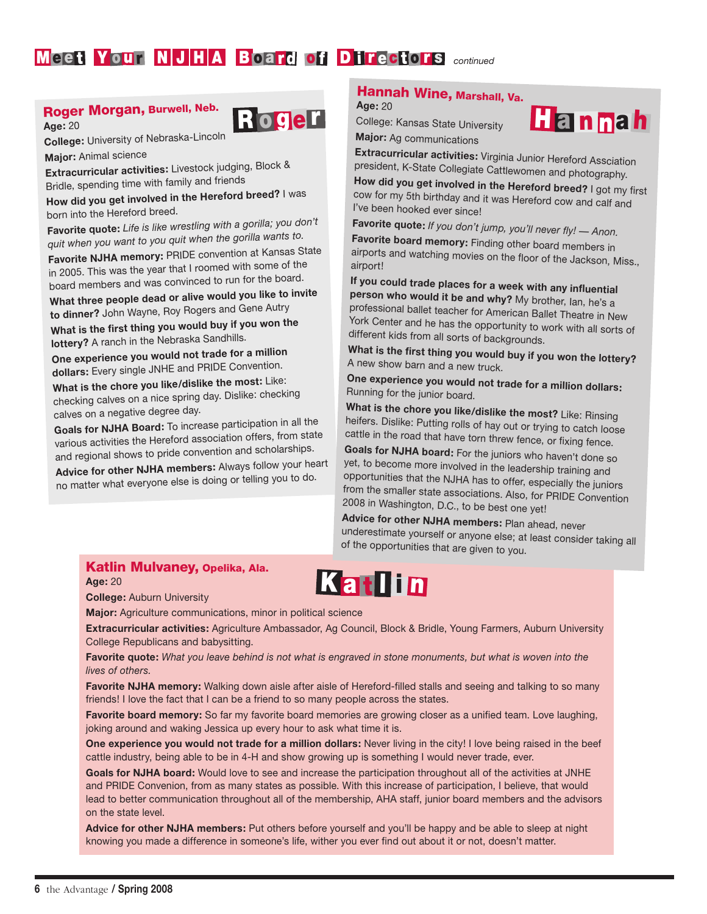# Meet Your NJHA Board of Directors *continued*

## Roger Morgan, Burwell, Neb.

Roger

**Age:** 20

**College:** University of Nebraska-Lincoln

**Major:** Animal science

**Extracurricular activities:** Livestock judging, Block & Bridle, spending time with family and friends

**How did you get involved in the Hereford breed?** I was born into the Hereford breed.

**Favorite quote:** *Life is like wrestling with a gorilla; you don't quit when you want to you quit when the gorilla wants to.*

**Favorite NJHA memory:** PRIDE convention at Kansas State in 2005. This was the year that I roomed with some of the board members and was convinced to run for the board.

**What three people dead or alive would you like to invite to dinner?** John Wayne, Roy Rogers and Gene Autry

**What is the first thing you would buy if you won the lottery?** A ranch in the Nebraska Sandhills.

**One experience you would not trade for a million dollars:** Every single JNHE and PRIDE Convention.

**What is the chore you like/dislike the most:** Like: checking calves on a nice spring day. Dislike: checking calves on a negative degree day.

**Goals for NJHA Board:** To increase participation in all the various activities the Hereford association offers, from state and regional shows to pride convention and scholarships.

**Advice for other NJHA members:** Always follow your heart no matter what everyone else is doing or telling you to do.

## Hannah Wine, Marshall, Va.

Hannah

**Age:** 20

College: Kansas State University

**Major:** Ag communications

**Extracurricular activities:** Virginia Junior Hereford Assciation president, K-State Collegiate Cattlewomen and photography.

**How did you get involved in the Hereford breed?** I got my first cow for my 5th birthday and it was Hereford cow and calf and I've been hooked ever since!

**Favorite quote:** *If you don't jump, you'll never fly! — Anon.*

**Favorite board memory:** Finding other board members in airports and watching movies on the floor of the Jackson, Miss., airport!

**If you could trade places for a week with any influential person who would it be and why?** My brother, Ian, he's a professional ballet teacher for American Ballet Theatre in New York Center and he has the opportunity to work with all sorts of different kids from all sorts of backgrounds.

**What is the first thing you would buy if you won the lottery?** A new show barn and a new truck.

**One experience you would not trade for a million dollars:** Running for the junior board.

**What is the chore you like/dislike the most?** Like: Rinsing heifers. Dislike: Putting rolls of hay out or trying to catch loose cattle in the road that have torn threw fence, or fixing fence.

**Goals for NJHA board:** For the juniors who haven't done so yet, to become more involved in the leadership training and opportunities that the NJHA has to offer, especially the juniors from the smaller state associations. Also, for PRIDE Convention 2008 in Washington, D.C., to be best one yet!

**Advice for other NJHA members:** Plan ahead, never underestimate yourself or anyone else; at least consider taking all of the opportunities that are given to you.

## Katlin Mulvaney, Opelika, Ala.

Katlin

**Age:** 20

**College:** Auburn University

**Major:** Agriculture communications, minor in political science

**Extracurricular activities:** Agriculture Ambassador, Ag Council, Block & Bridle, Young Farmers, Auburn University College Republicans and babysitting.

**Favorite quote:** *What you leave behind is not what is engraved in stone monuments, but what is woven into the lives of others.*

**Favorite NJHA memory:** Walking down aisle after aisle of Hereford-filled stalls and seeing and talking to so many friends! I love the fact that I can be a friend to so many people across the states.

**Favorite board memory:** So far my favorite board memories are growing closer as a unified team. Love laughing, joking around and waking Jessica up every hour to ask what time it is.

**One experience you would not trade for a million dollars:** Never living in the city! I love being raised in the beef cattle industry, being able to be in 4-H and show growing up is something I would never trade, ever.

**Goals for NJHA board:** Would love to see and increase the participation throughout all of the activities at JNHE and PRIDE Convenion, from as many states as possible. With this increase of participation, I believe, that would lead to better communication throughout all of the membership, AHA staff, junior board members and the advisors on the state level.

**Advice for other NJHA members:** Put others before yourself and you'll be happy and be able to sleep at night knowing you made a difference in someone's life, wither you ever find out about it or not, doesn't matter.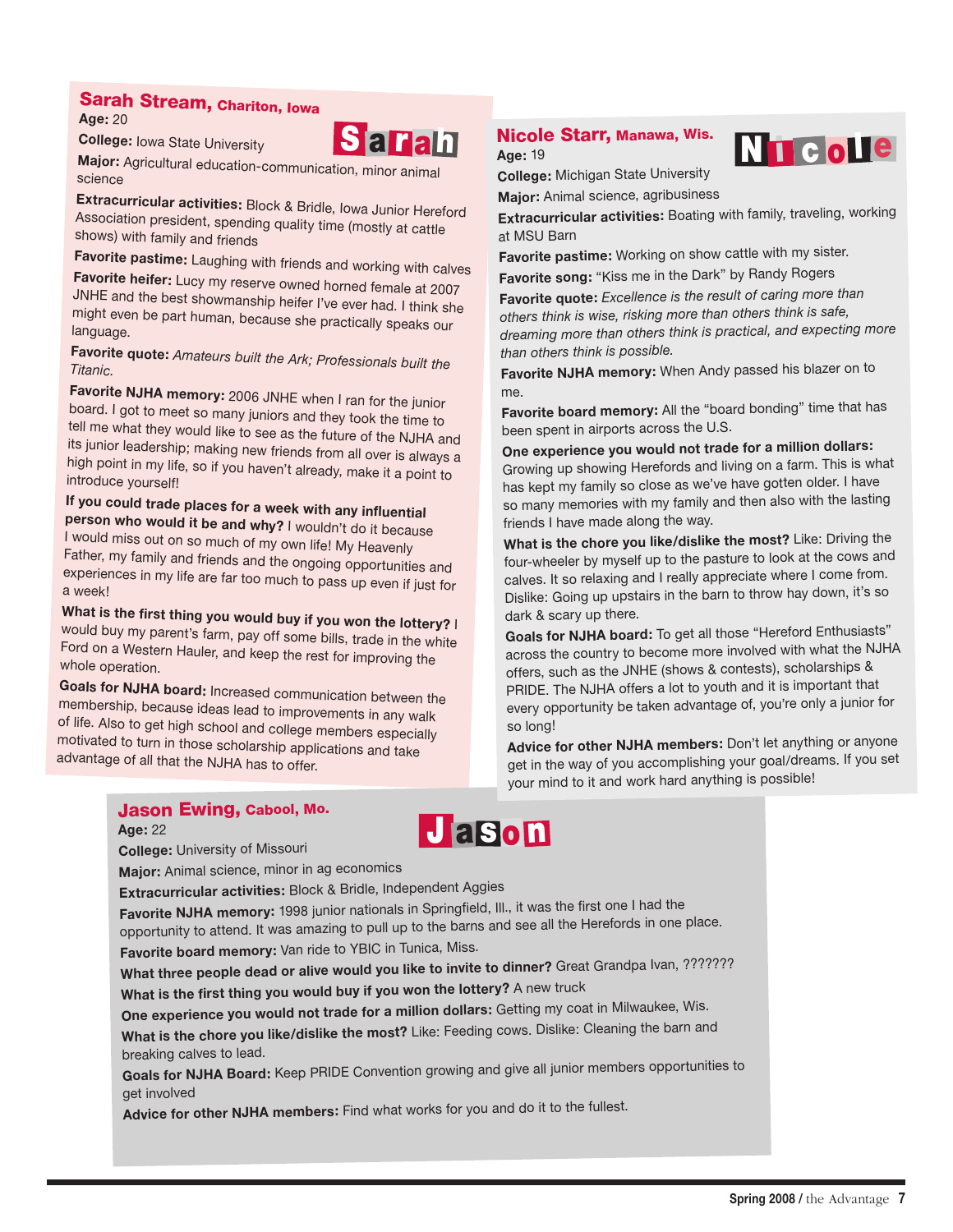## Sarah Stream, Chariton, Iowa

**Age:** 20

**College:** Iowa State University

**Major:** Agricultural education-communication, minor animal science

**Extracurricular activities:** Block & Bridle, Iowa Junior Hereford Association president, spending quality time (mostly at cattle shows) with family and friends

**Favorite pastime:** Laughing with friends and working with calves

**Favorite heifer:** Lucy my reserve owned horned female at 2007 JNHE and the best showmanship heifer I've ever had. I think she might even be part human, because she practically speaks our language.

**Favorite quote:** *Amateurs built the Ark; Professionals built the Titanic.*

**Favorite NJHA memory:** 2006 JNHE when I ran for the junior board. I got to meet so many juniors and they took the time to tell me what they would like to see as the future of the NJHA and its junior leadership; making new friends from all over is always a high point in my life, so if you haven't already, make it a point to introduce yourself!

**If you could trade places for a week with any influential person who would it be and why?** I wouldn't do it because I would miss out on so much of my own life! My Heavenly Father, my family and friends and the ongoing opportunities and experiences in my life are far too much to pass up even if just for a week!

**What is the first thing you would buy if you won the lottery?** I would buy my parent's farm, pay off some bills, trade in the white Ford on a Western Hauler, and keep the rest for improving the whole operation.

**Goals for NJHA board:** Increased communication between the membership, because ideas lead to improvements in any walk of life. Also to get high school and college members especially motivated to turn in those scholarship applications and take advantage of all that the NJHA has to offer.

## Nicole Starr, Manawa, Wis.

**Age:** 19

**College:** Michigan State University

**Major:** Animal science, agribusiness

**Extracurricular activities:** Boating with family, traveling, working at MSU Barn

**Favorite pastime:** Working on show cattle with my sister.

**Favorite song:** "Kiss me in the Dark" by Randy Rogers

**Favorite quote:** *Excellence is the result of caring more than others think is wise, risking more than others think is safe, dreaming more than others think is practical, and expecting more than others think is possible.*

**Favorite NJHA memory:** When Andy passed his blazer on to me.

**Favorite board memory:** All the "board bonding" time that has been spent in airports across the U.S.

**One experience you would not trade for a million dollars:** Growing up showing Herefords and living on a farm. This is what has kept my family so close as we've have gotten older. I have so many memories with my family and then also with the lasting friends I have made along the way.

**What is the chore you like/dislike the most?** Like: Driving the four-wheeler by myself up to the pasture to look at the cows and calves. It so relaxing and I really appreciate where I come from. Dislike: Going up upstairs in the barn to throw hay down, it's so dark & scary up there.

**Goals for NJHA board:** To get all those "Hereford Enthusiasts" across the country to become more involved with what the NJHA offers, such as the JNHE (shows & contests), scholarships & PRIDE. The NJHA offers a lot to youth and it is important that every opportunity be taken advantage of, you're only a junior for so long!

**Advice for other NJHA members:** Don't let anything or anyone get in the way of you accomplishing your goal/dreams. If you set your mind to it and work hard anything is possible!

## Jason Ewing, Cabool, Mo.

**Age:** 22

**College:** University of Missouri

**Major:** Animal science, minor in ag economics

**Extracurricular activities:** Block & Bridle, Independent Aggies

**Favorite NJHA memory:** 1998 junior nationals in Springfield, Ill., it was the first one I had the opportunity to attend. It was amazing to pull up to the barns and see all the Herefords in one place.

**Favorite board memory:** Van ride to YBIC in Tunica, Miss.

**What three people dead or alive would you like to invite to dinner?** Great Grandpa Ivan, ???????

**What is the first thing you would buy if you won the lottery?** A new truck

**One experience you would not trade for a million dollars:** Getting my coat in Milwaukee, Wis.

**What is the chore you like/dislike the most?** Like: Feeding cows. Dislike: Cleaning the barn and breaking calves to lead.

**Goals for NJHA Board:** Keep PRIDE Convention growing and give all junior members opportunities to get involved

**Advice for other NJHA members:** Find what works for you and do it to the fullest.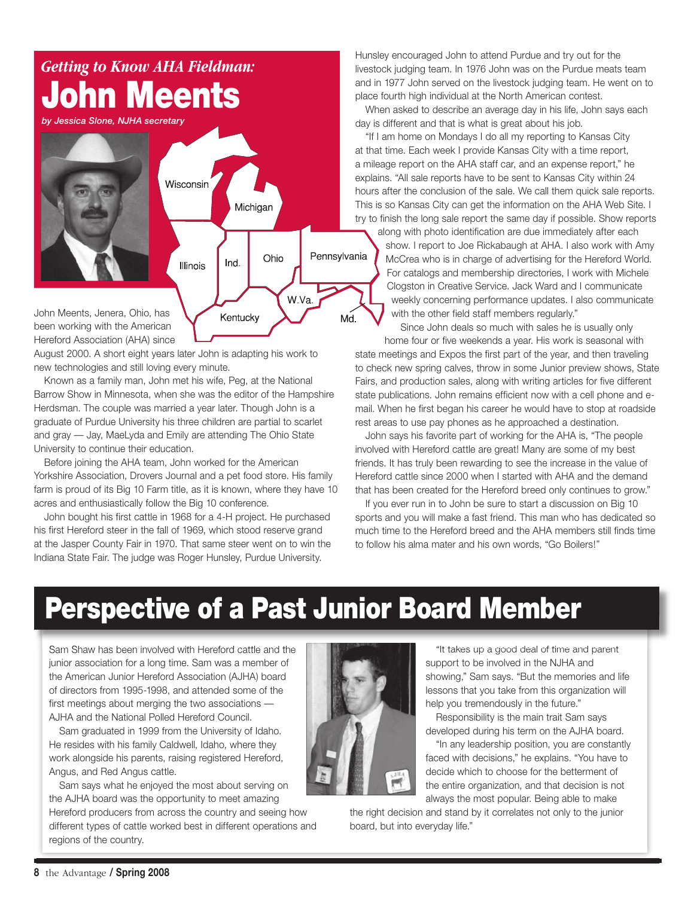## *Getting to Know AHA Fieldman:*
# John Meents

*by Jessica Slone, NJHA secretary*

John Meents, Jenera, Ohio, has been working with the American Hereford Association (AHA) since August 2000. A short eight years later John is adapting his work to new technologies and still loving every minute.

Known as a family man, John met his wife, Peg, at the National Barrow Show in Minnesota, when she was the editor of the Hampshire Herdsman. The couple was married a year later. Though John is a graduate of Purdue University his three children are partial to scarlet and gray — Jay, MaeLyda and Emily are attending The Ohio State University to continue their education.

Before joining the AHA team, John worked for the American Yorkshire Association, Drovers Journal and a pet food store. His family farm is proud of its Big 10 Farm title, as it is known, where they have 10 acres and enthusiastically follow the Big 10 conference.

John bought his first cattle in 1968 for a 4-H project. He purchased his first Hereford steer in the fall of 1969, which stood reserve grand at the Jasper County Fair in 1970. That same steer went on to win the Indiana State Fair. The judge was Roger Hunsley, Purdue University. Hunsley encouraged John to attend Purdue and try out for the livestock judging team. In 1976 John was on the Purdue meats team and in 1977 John served on the livestock judging team. He went on to place fourth high individual at the North American contest.

When asked to describe an average day in his life, John says each day is different and that is what is great about his job.

"If I am home on Mondays I do all my reporting to Kansas City at that time. Each week I provide Kansas City with a time report, a mileage report on the AHA staff car, and an expense report," he explains. "All sale reports have to be sent to Kansas City within 24 hours after the conclusion of the sale. We call them quick sale reports. This is so Kansas City can get the information on the AHA Web Site. I try to finish the long sale report the same day if possible. Show reports along with photo identification are due immediately after each show. I report to Joe Rickabaugh at AHA. I also work with Amy McCrea who is in charge of advertising for the Hereford World. For catalogs and membership directories, I work with Michele Clogston in Creative Service. Jack Ward and I communicate weekly concerning performance updates. I also communicate with the other field staff members regularly."

Since John deals so much with sales he is usually only home four or five weekends a year. His work is seasonal with state meetings and Expos the first part of the year, and then traveling to check new spring calves, throw in some Junior preview shows, State Fairs, and production sales, along with writing articles for five different state publications. John remains efficient now with a cell phone and e-mail. When he first began his career he would have to stop at roadside rest areas to use pay phones as he approached a destination.

John says his favorite part of working for the AHA is, "The people involved with Hereford cattle are great! Many are some of my best friends. It has truly been rewarding to see the increase in the value of Hereford cattle since 2000 when I started with AHA and the demand that has been created for the Hereford breed only continues to grow."

If you ever run in to John be sure to start a discussion on Big 10 sports and you will make a fast friend. This man who has dedicated so much time to the Hereford breed and the AHA members still finds time to follow his alma mater and his own words, "Go Boilers!"

# Perspective of a Past Junior Board Member

Sam Shaw has been involved with Hereford cattle and the junior association for a long time. Sam was a member of the American Junior Hereford Association (AJHA) board of directors from 1995-1998, and attended some of the first meetings about merging the two associations — AJHA and the National Polled Hereford Council.

Sam graduated in 1999 from the University of Idaho. He resides with his family Caldwell, Idaho, where they work alongside his parents, raising registered Hereford, Angus, and Red Angus cattle.

Sam says what he enjoyed the most about serving on the AJHA board was the opportunity to meet amazing Hereford producers from across the country and seeing how different types of cattle worked best in different operations and regions of the country.

"It takes up a good deal of time and parent support to be involved in the NJHA and showing," Sam says. "But the memories and life lessons that you take from this organization will help you tremendously in the future."

Responsibility is the main trait Sam says developed during his term on the AJHA board.

"In any leadership position, you are constantly faced with decisions," he explains. "You have to decide which to choose for the betterment of the entire organization, and that decision is not always the most popular. Being able to make the right decision and stand by it correlates not only to the junior board, but into everyday life."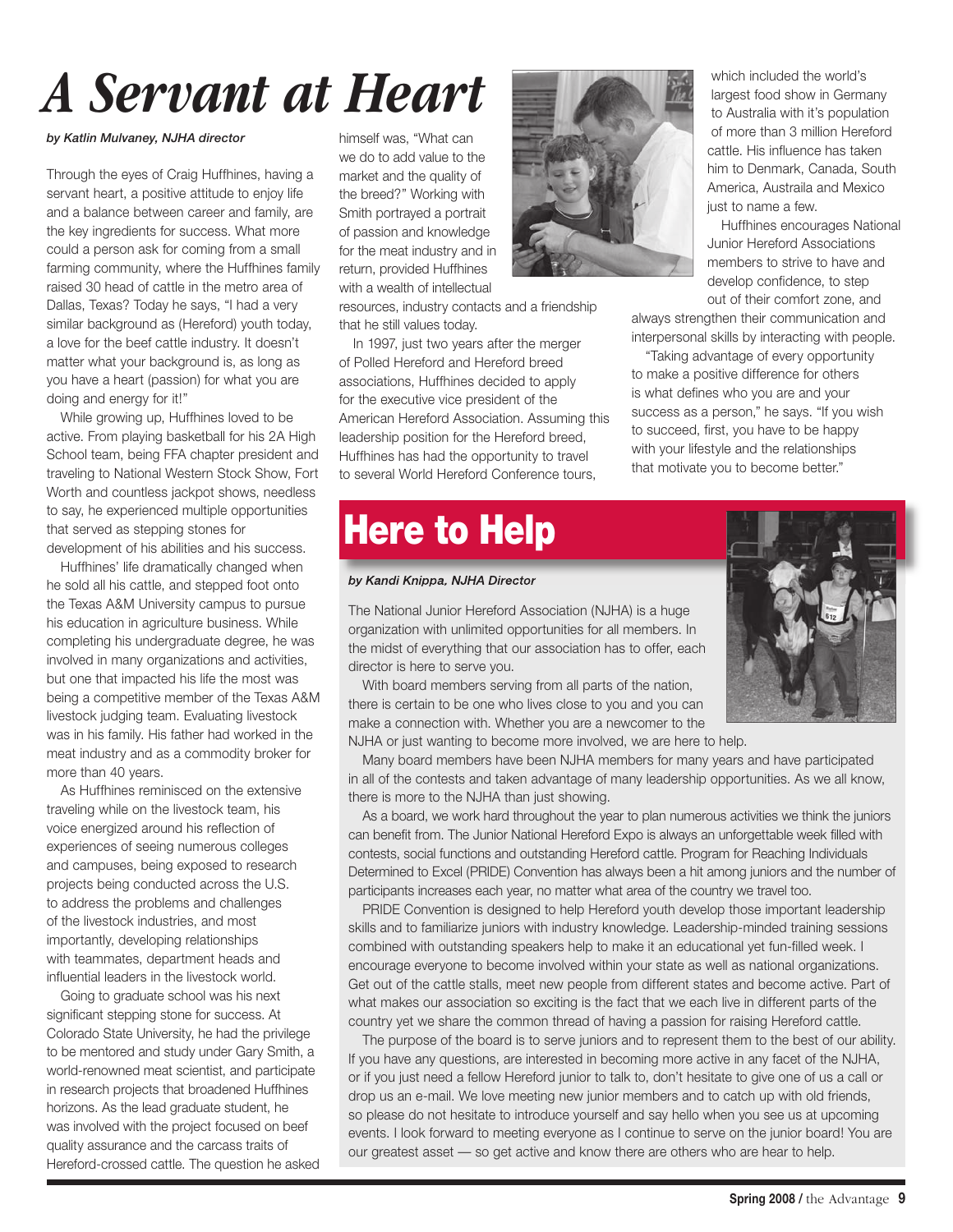# A Servant at Heart

***by Katlin Mulvaney, NJHA director***

Through the eyes of Craig Huffhines, having a servant heart, a positive attitude to enjoy life and a balance between career and family, are the key ingredients for success. What more could a person ask for coming from a small farming community, where the Huffhines family raised 30 head of cattle in the metro area of Dallas, Texas? Today he says, "I had a very similar background as (Hereford) youth today, a love for the beef cattle industry. It doesn't matter what your background is, as long as you have a heart (passion) for what you are doing and energy for it!"

While growing up, Huffhines loved to be active. From playing basketball for his 2A High School team, being FFA chapter president and traveling to National Western Stock Show, Fort Worth and countless jackpot shows, needless to say, he experienced multiple opportunities that served as stepping stones for development of his abilities and his success.

Huffhines' life dramatically changed when he sold all his cattle, and stepped foot onto the Texas A&M University campus to pursue his education in agriculture business. While completing his undergraduate degree, he was involved in many organizations and activities, but one that impacted his life the most was being a competitive member of the Texas A&M livestock judging team. Evaluating livestock was in his family. His father had worked in the meat industry and as a commodity broker for more than 40 years.

As Huffhines reminisced on the extensive traveling while on the livestock team, his voice energized around his reflection of experiences of seeing numerous colleges and campuses, being exposed to research projects being conducted across the U.S. to address the problems and challenges of the livestock industries, and most importantly, developing relationships with teammates, department heads and influential leaders in the livestock world.

Going to graduate school was his next significant stepping stone for success. At Colorado State University, he had the privilege to be mentored and study under Gary Smith, a world-renowned meat scientist, and participate in research projects that broadened Huffhines horizons. As the lead graduate student, he was involved with the project focused on beef quality assurance and the carcass traits of Hereford-crossed cattle. The question he asked himself was, "What can we do to add value to the market and the quality of the breed?" Working with Smith portrayed a portrait of passion and knowledge for the meat industry and in return, provided Huffhines with a wealth of intellectual resources, industry contacts and a friendship that he still values today.

In 1997, just two years after the merger of Polled Hereford and Hereford breed associations, Huffhines decided to apply for the executive vice president of the American Hereford Association. Assuming this leadership position for the Hereford breed, Huffhines has had the opportunity to travel to several World Hereford Conference tours, which included the world's largest food show in Germany to Australia with it's population of more than 3 million Hereford cattle. His influence has taken him to Denmark, Canada, South America, Austraila and Mexico just to name a few.

Huffhines encourages National Junior Hereford Associations members to strive to have and develop confidence, to step out of their comfort zone, and always strengthen their communication and interpersonal skills by interacting with people.

"Taking advantage of every opportunity to make a positive difference for others is what defines who you are and your success as a person," he says. "If you wish to succeed, first, you have to be happy with your lifestyle and the relationships that motivate you to become better."

# Here to Help

***by Kandi Knippa, NJHA Director***

The National Junior Hereford Association (NJHA) is a huge organization with unlimited opportunities for all members. In the midst of everything that our association has to offer, each director is here to serve you.

With board members serving from all parts of the nation, there is certain to be one who lives close to you and you can make a connection with. Whether you are a newcomer to the NJHA or just wanting to become more involved, we are here to help.

Many board members have been NJHA members for many years and have participated in all of the contests and taken advantage of many leadership opportunities. As we all know, there is more to the NJHA than just showing.

As a board, we work hard throughout the year to plan numerous activities we think the juniors can benefit from. The Junior National Hereford Expo is always an unforgettable week filled with contests, social functions and outstanding Hereford cattle. Program for Reaching Individuals Determined to Excel (PRIDE) Convention has always been a hit among juniors and the number of participants increases each year, no matter what area of the country we travel too.

PRIDE Convention is designed to help Hereford youth develop those important leadership skills and to familiarize juniors with industry knowledge. Leadership-minded training sessions combined with outstanding speakers help to make it an educational yet fun-filled week. I encourage everyone to become involved within your state as well as national organizations. Get out of the cattle stalls, meet new people from different states and become active. Part of what makes our association so exciting is the fact that we each live in different parts of the country yet we share the common thread of having a passion for raising Hereford cattle.

The purpose of the board is to serve juniors and to represent them to the best of our ability. If you have any questions, are interested in becoming more active in any facet of the NJHA, or if you just need a fellow Hereford junior to talk to, don't hesitate to give one of us a call or drop us an e-mail. We love meeting new junior members and to catch up with old friends, so please do not hesitate to introduce yourself and say hello when you see us at upcoming events. I look forward to meeting everyone as I continue to serve on the junior board! You are our greatest asset — so get active and know there are others who are hear to help.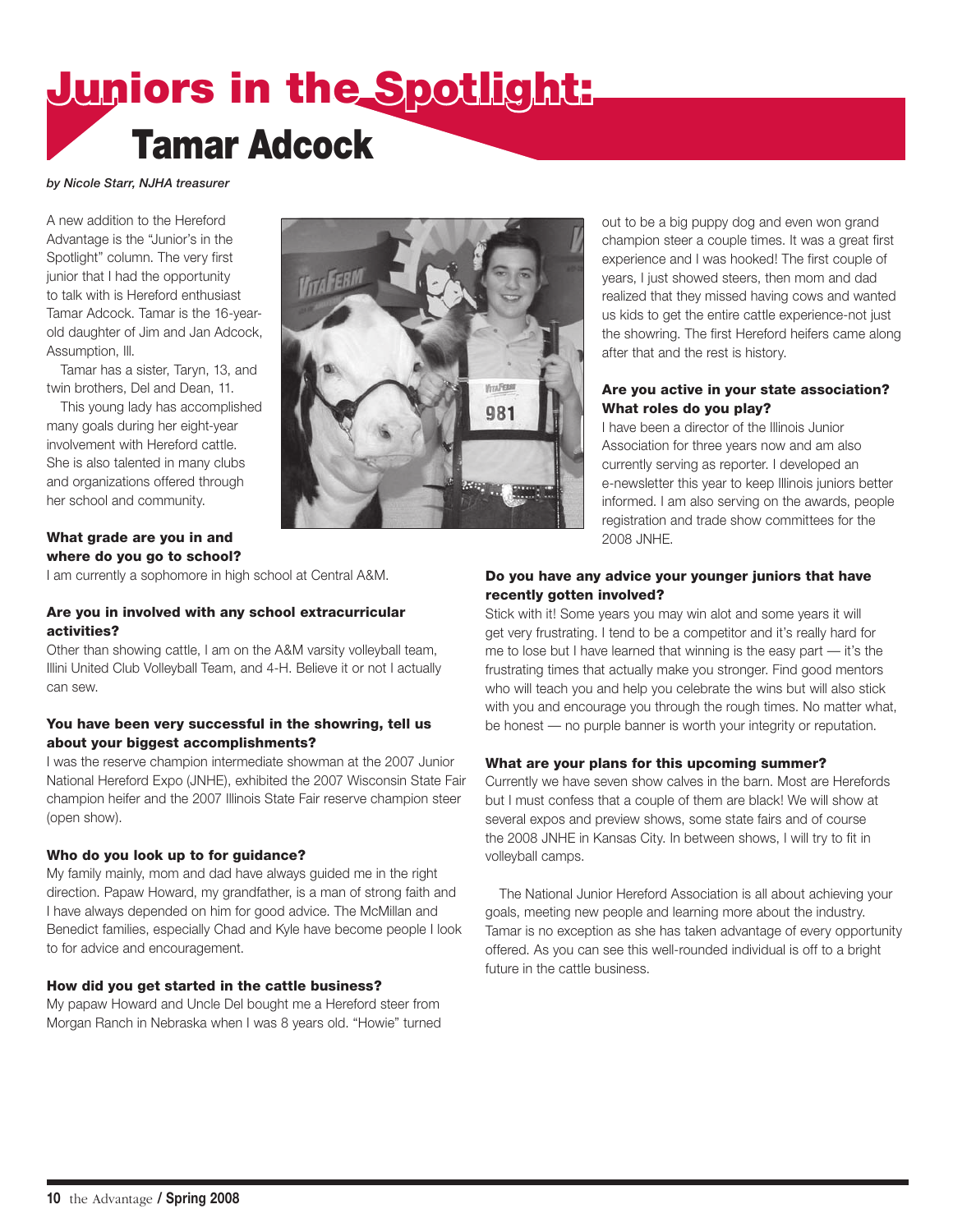# Juniors in the Spotlight: Tamar Adcock

*by Nicole Starr, NJHA treasurer*

A new addition to the Hereford Advantage is the "Junior's in the Spotlight" column. The very first junior that I had the opportunity to talk with is Hereford enthusiast Tamar Adcock. Tamar is the 16-year-old daughter of Jim and Jan Adcock, Assumption, Ill.

Tamar has a sister, Taryn, 13, and twin brothers, Del and Dean, 11.

This young lady has accomplished many goals during her eight-year involvement with Hereford cattle. She is also talented in many clubs and organizations offered through her school and community.

**What grade are you in and where do you go to school?**
I am currently a sophomore in high school at Central A&M.

**Are you in involved with any school extracurricular activities?**
Other than showing cattle, I am on the A&M varsity volleyball team, Illini United Club Volleyball Team, and 4-H. Believe it or not I actually can sew.

**You have been very successful in the showring, tell us about your biggest accomplishments?**
I was the reserve champion intermediate showman at the 2007 Junior National Hereford Expo (JNHE), exhibited the 2007 Wisconsin State Fair champion heifer and the 2007 Illinois State Fair reserve champion steer (open show).

**Who do you look up to for guidance?**
My family mainly, mom and dad have always guided me in the right direction. Papaw Howard, my grandfather, is a man of strong faith and I have always depended on him for good advice. The McMillan and Benedict families, especially Chad and Kyle have become people I look to for advice and encouragement.

**How did you get started in the cattle business?**
My papaw Howard and Uncle Del bought me a Hereford steer from Morgan Ranch in Nebraska when I was 8 years old. "Howie" turned out to be a big puppy dog and even won grand champion steer a couple times. It was a great first experience and I was hooked! The first couple of years, I just showed steers, then mom and dad realized that they missed having cows and wanted us kids to get the entire cattle experience-not just the showring. The first Hereford heifers came along after that and the rest is history.

**Are you active in your state association? What roles do you play?**
I have been a director of the Illinois Junior Association for three years now and am also currently serving as reporter. I developed an e-newsletter this year to keep Illinois juniors better informed. I am also serving on the awards, people registration and trade show committees for the 2008 JNHE.

**Do you have any advice your younger juniors that have recently gotten involved?**
Stick with it! Some years you may win alot and some years it will get very frustrating. I tend to be a competitor and it's really hard for me to lose but I have learned that winning is the easy part — it's the frustrating times that actually make you stronger. Find good mentors who will teach you and help you celebrate the wins but will also stick with you and encourage you through the rough times. No matter what, be honest — no purple banner is worth your integrity or reputation.

**What are your plans for this upcoming summer?**
Currently we have seven show calves in the barn. Most are Herefords but I must confess that a couple of them are black! We will show at several expos and preview shows, some state fairs and of course the 2008 JNHE in Kansas City. In between shows, I will try to fit in volleyball camps.

The National Junior Hereford Association is all about achieving your goals, meeting new people and learning more about the industry. Tamar is no exception as she has taken advantage of every opportunity offered. As you can see this well-rounded individual is off to a bright future in the cattle business.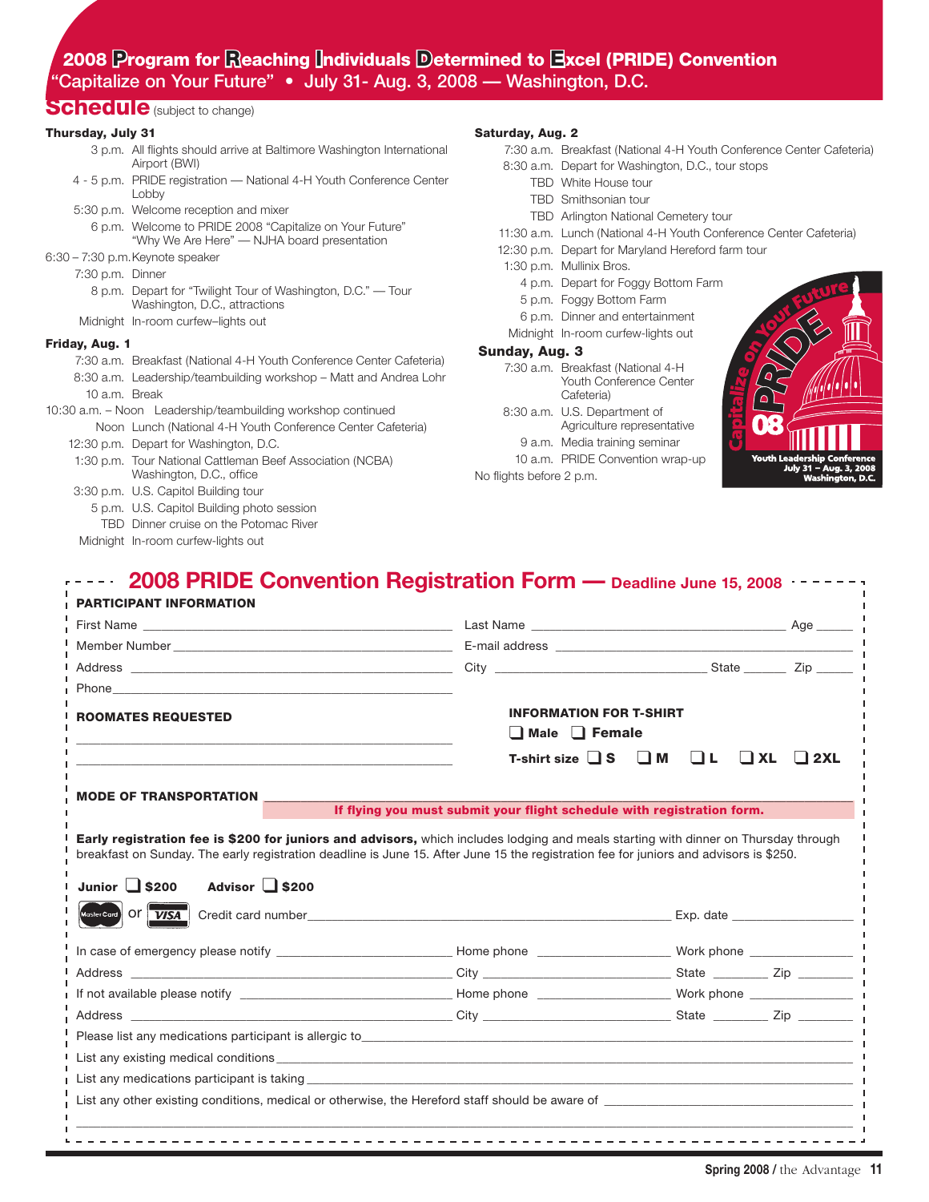# 2008 Program for Reaching Individuals Determined to Excel (PRIDE) Convention

"Capitalize on Your Future" • July 31- Aug. 3, 2008 — Washington, D.C.

## Schedule (subject to change)

**Thursday, July 31**

- 3 p.m. All flights should arrive at Baltimore Washington International Airport (BWI)
- 4 - 5 p.m. PRIDE registration — National 4-H Youth Conference Center Lobby
- 5:30 p.m. Welcome reception and mixer
- 6 p.m. Welcome to PRIDE 2008 "Capitalize on Your Future" "Why We Are Here" — NJHA board presentation
- 6:30 – 7:30 p.m. Keynote speaker
- 7:30 p.m. Dinner
- 8 p.m. Depart for "Twilight Tour of Washington, D.C." — Tour Washington, D.C., attractions
- Midnight In-room curfew–lights out

**Friday, Aug. 1**

- 7:30 a.m. Breakfast (National 4-H Youth Conference Center Cafeteria)
- 8:30 a.m. Leadership/teambuilding workshop – Matt and Andrea Lohr
- 10 a.m. Break
- 10:30 a.m. – Noon Leadership/teambuilding workshop continued
- Noon Lunch (National 4-H Youth Conference Center Cafeteria)
- 12:30 p.m. Depart for Washington, D.C.
- 1:30 p.m. Tour National Cattleman Beef Association (NCBA) Washington, D.C., office
- 3:30 p.m. U.S. Capitol Building tour
- 5 p.m. U.S. Capitol Building photo session
- TBD Dinner cruise on the Potomac River
- Midnight In-room curfew-lights out

**Saturday, Aug. 2**

- 7:30 a.m. Breakfast (National 4-H Youth Conference Center Cafeteria)
- 8:30 a.m. Depart for Washington, D.C., tour stops
- TBD White House tour
- TBD Smithsonian tour
- TBD Arlington National Cemetery tour
- 11:30 a.m. Lunch (National 4-H Youth Conference Center Cafeteria)
- 12:30 p.m. Depart for Maryland Hereford farm tour
- 1:30 p.m. Mullinix Bros.
- 4 p.m. Depart for Foggy Bottom Farm
- 5 p.m. Foggy Bottom Farm
- 6 p.m. Dinner and entertainment
- Midnight In-room curfew-lights out

**Sunday, Aug. 3**

- 7:30 a.m. Breakfast (National 4-H Youth Conference Center Cafeteria)
- 8:30 a.m. U.S. Department of Agriculture representative
- 9 a.m. Media training seminar
- 10 a.m. PRIDE Convention wrap-up

No flights before 2 p.m.

Capitalize on Your Future PRIDE 08 — Youth Leadership Conference July 31 – Aug. 3, 2008 Washington, D.C.

## 2008 PRIDE Convention Registration Form — Deadline June 15, 2008

**PARTICIPANT INFORMATION**

First Name ____________ Last Name ____________ Age ____

Member Number ____________ E-mail address ____________

Address ____________ City ____________ State ____ Zip ____

Phone ____________

**ROOMATES REQUESTED**

____________

____________

**INFORMATION FOR T-SHIRT**

❑ Male ❑ Female

T-shirt size ❑ S ❑ M ❑ L ❑ XL ❑ 2XL

**MODE OF TRANSPORTATION** ____________

**If flying you must submit your flight schedule with registration form.**

**Early registration fee is $200 for juniors and advisors,** which includes lodging and meals starting with dinner on Thursday through breakfast on Sunday. The early registration deadline is June 15. After June 15 the registration fee for juniors and advisors is $250.

**Junior** ❑ **$200** **Advisor** ❑ **$200**

MasterCard or VISA Credit card number ____________ Exp. date ____________

In case of emergency please notify ____________ Home phone ____________ Work phone ____________

Address ____________ City ____________ State ____ Zip ____

If not available please notify ____________ Home phone ____________ Work phone ____________

Address ____________ City ____________ State ____ Zip ____

Please list any medications participant is allergic to ____________

List any existing medical conditions ____________

List any medications participant is taking ____________

List any other existing conditions, medical or otherwise, the Hereford staff should be aware of ____________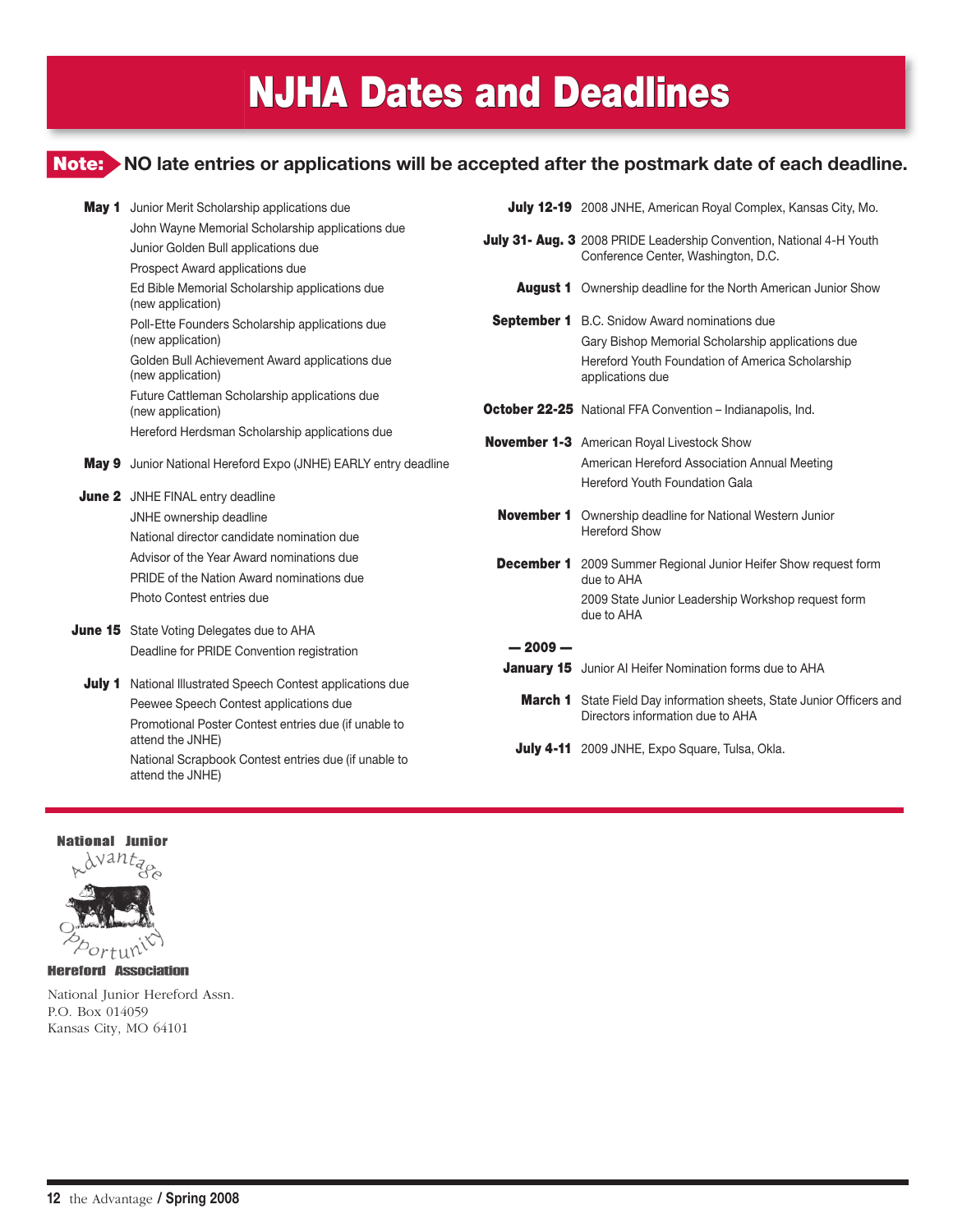# NJHA Dates and Deadlines

**Note:** **NO late entries or applications will be accepted after the postmark date of each deadline.**

**May 1**
- Junior Merit Scholarship applications due
- John Wayne Memorial Scholarship applications due
- Junior Golden Bull applications due
- Prospect Award applications due
- Ed Bible Memorial Scholarship applications due (new application)
- Poll-Ette Founders Scholarship applications due (new application)
- Golden Bull Achievement Award applications due (new application)
- Future Cattleman Scholarship applications due (new application)
- Hereford Herdsman Scholarship applications due

**May 9**
- Junior National Hereford Expo (JNHE) EARLY entry deadline

**June 2**
- JNHE FINAL entry deadline
- JNHE ownership deadline
- National director candidate nomination due
- Advisor of the Year Award nominations due
- PRIDE of the Nation Award nominations due
- Photo Contest entries due

**June 15**
- State Voting Delegates due to AHA
- Deadline for PRIDE Convention registration

**July 1**
- National Illustrated Speech Contest applications due
- Peewee Speech Contest applications due
- Promotional Poster Contest entries due (if unable to attend the JNHE)
- National Scrapbook Contest entries due (if unable to attend the JNHE)

**July 12-19**
- 2008 JNHE, American Royal Complex, Kansas City, Mo.

**July 31- Aug. 3**
- 2008 PRIDE Leadership Convention, National 4-H Youth Conference Center, Washington, D.C.

**August 1**
- Ownership deadline for the North American Junior Show

**September 1**
- B.C. Snidow Award nominations due
- Gary Bishop Memorial Scholarship applications due
- Hereford Youth Foundation of America Scholarship applications due

**October 22-25**
- National FFA Convention – Indianapolis, Ind.

**November 1-3**
- American Royal Livestock Show
- American Hereford Association Annual Meeting
- Hereford Youth Foundation Gala

**November 1**
- Ownership deadline for National Western Junior Hereford Show

**December 1**
- 2009 Summer Regional Junior Heifer Show request form due to AHA
- 2009 State Junior Leadership Workshop request form due to AHA

**— 2009 —**

**January 15**
- Junior AI Heifer Nomination forms due to AHA

**March 1**
- State Field Day information sheets, State Junior Officers and Directors information due to AHA

**July 4-11**
- 2009 JNHE, Expo Square, Tulsa, Okla.

National Junior Advantage Opportunity Hereford Association

National Junior Hereford Assn.
P.O. Box 014059
Kansas City, MO 64101